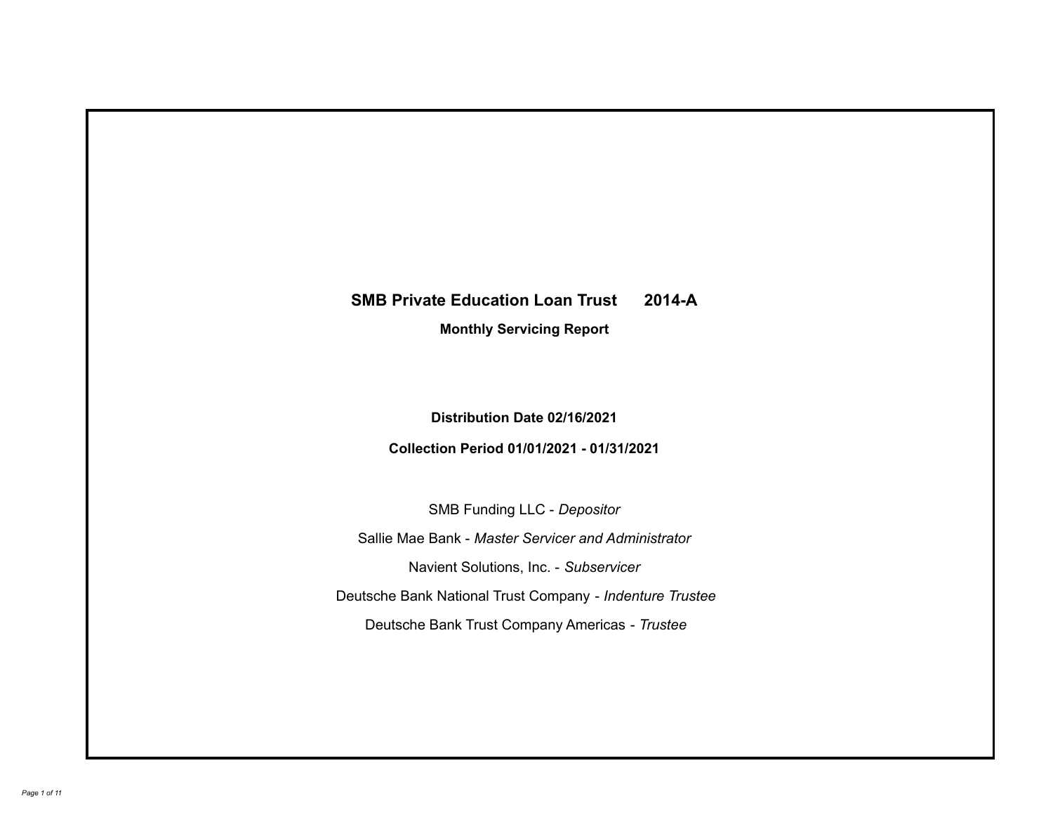# SMB Private Education Loan Trust 2014-A

## Monthly Servicing Report

**Distribution Date 02/16/2021**

**Collection Period 01/01/2021 - 01/31/2021**

SMB Funding LLC - *Depositor*

Sallie Mae Bank - *Master Servicer and Administrator*

Navient Solutions, Inc. - *Subservicer*

Deutsche Bank National Trust Company - *Indenture Trustee*

Deutsche Bank Trust Company Americas - *Trustee*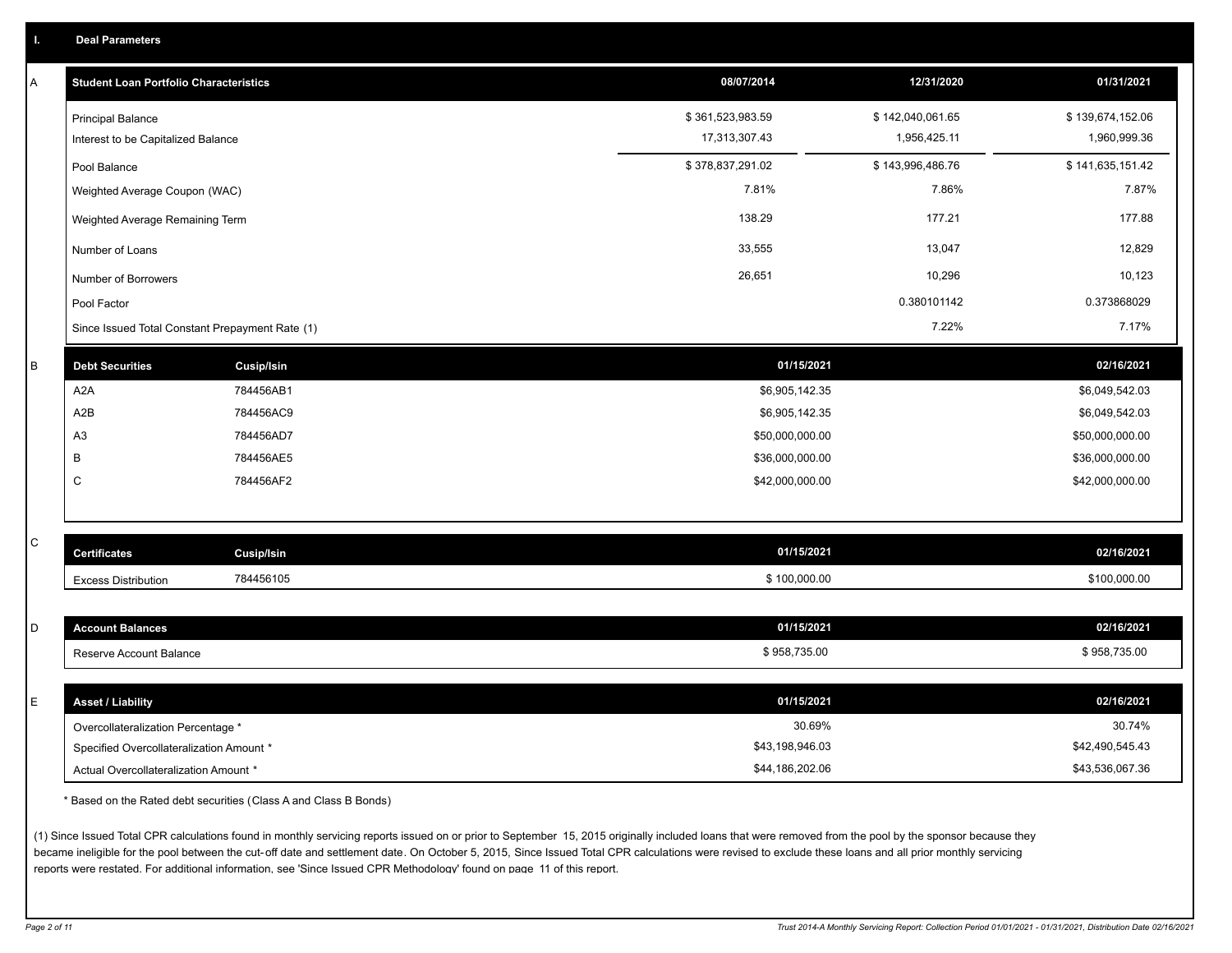## I. Deal Parameters

### A

| Student Loan Portfolio Characteristics | 08/07/2014 | 12/31/2020 | 01/31/2021 |
|---|---|---|---|
| Principal Balance | $ 361,523,983.59 | $ 142,040,061.65 | $ 139,674,152.06 |
| Interest to be Capitalized Balance | 17,313,307.43 | 1,956,425.11 | 1,960,999.36 |
| Pool Balance | $ 378,837,291.02 | $ 143,996,486.76 | $ 141,635,151.42 |
| Weighted Average Coupon (WAC) | 7.81% | 7.86% | 7.87% |
| Weighted Average Remaining Term | 138.29 | 177.21 | 177.88 |
| Number of Loans | 33,555 | 13,047 | 12,829 |
| Number of Borrowers | 26,651 | 10,296 | 10,123 |
| Pool Factor | | 0.380101142 | 0.373868029 |
| Since Issued Total Constant Prepayment Rate (1) | | 7.22% | 7.17% |

### B

| Debt Securities | Cusip/Isin | 01/15/2021 | 02/16/2021 |
|---|---|---|---|
| A2A | 784456AB1 | $6,905,142.35 | $6,049,542.03 |
| A2B | 784456AC9 | $6,905,142.35 | $6,049,542.03 |
| A3 | 784456AD7 | $50,000,000.00 | $50,000,000.00 |
| B | 784456AE5 | $36,000,000.00 | $36,000,000.00 |
| C | 784456AF2 | $42,000,000.00 | $42,000,000.00 |

### C

| Certificates | Cusip/Isin | 01/15/2021 | 02/16/2021 |
|---|---|---|---|
| Excess Distribution | 784456105 | $ 100,000.00 | $100,000.00 |

### D

| Account Balances | 01/15/2021 | 02/16/2021 |
|---|---|---|
| Reserve Account Balance | $ 958,735.00 | $ 958,735.00 |

### E

| Asset / Liability | 01/15/2021 | 02/16/2021 |
|---|---|---|
| Overcollateralization Percentage * | 30.69% | 30.74% |
| Specified Overcollateralization Amount * | $43,198,946.03 | $42,490,545.43 |
| Actual Overcollateralization Amount * | $44,186,202.06 | $43,536,067.36 |

* Based on the Rated debt securities (Class A and Class B Bonds)

(1) Since Issued Total CPR calculations found in monthly servicing reports issued on or prior to September 15, 2015 originally included loans that were removed from the pool by the sponsor because they became ineligible for the pool between the cut-off date and settlement date. On October 5, 2015, Since Issued Total CPR calculations were revised to exclude these loans and all prior monthly servicing reports were restated. For additional information, see 'Since Issued CPR Methodology' found on page 11 of this report.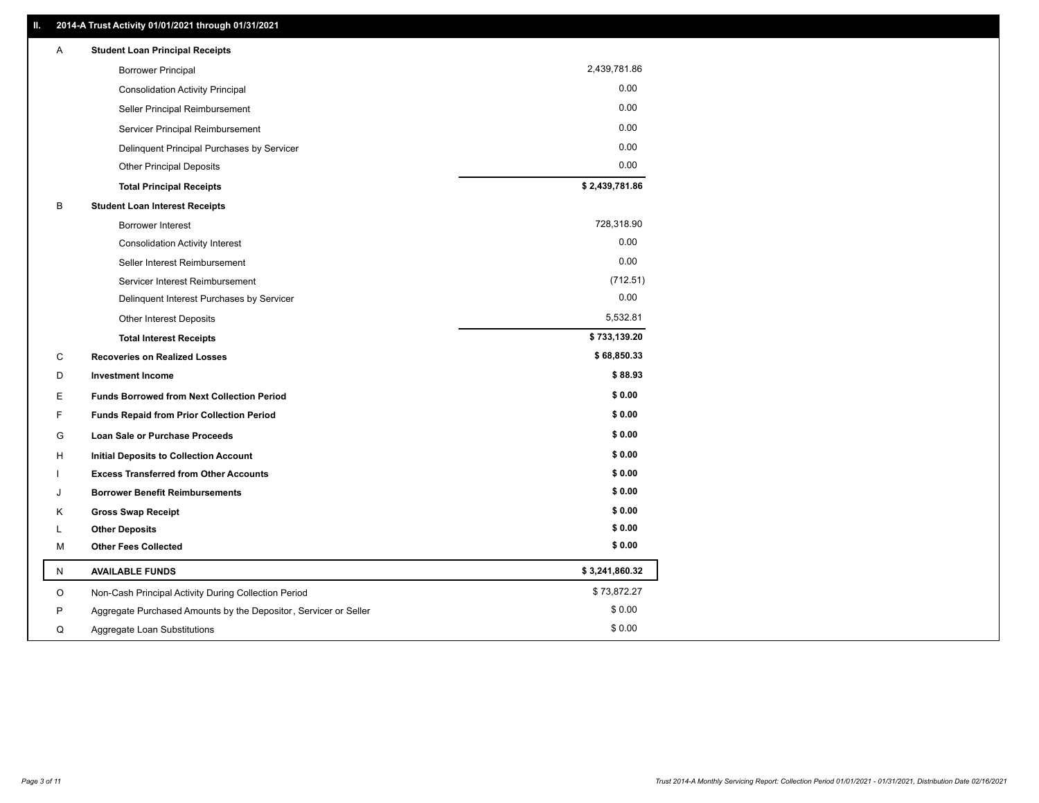## II. 2014-A Trust Activity 01/01/2021 through 01/31/2021

| | | |
|---|---|---|
| A | **Student Loan Principal Receipts** | |
| | Borrower Principal | 2,439,781.86 |
| | Consolidation Activity Principal | 0.00 |
| | Seller Principal Reimbursement | 0.00 |
| | Servicer Principal Reimbursement | 0.00 |
| | Delinquent Principal Purchases by Servicer | 0.00 |
| | Other Principal Deposits | 0.00 |
| | **Total Principal Receipts** | **$ 2,439,781.86** |
| B | **Student Loan Interest Receipts** | |
| | Borrower Interest | 728,318.90 |
| | Consolidation Activity Interest | 0.00 |
| | Seller Interest Reimbursement | 0.00 |
| | Servicer Interest Reimbursement | (712.51) |
| | Delinquent Interest Purchases by Servicer | 0.00 |
| | Other Interest Deposits | 5,532.81 |
| | **Total Interest Receipts** | **$ 733,139.20** |
| C | **Recoveries on Realized Losses** | **$ 68,850.33** |
| D | **Investment Income** | **$ 88.93** |
| E | **Funds Borrowed from Next Collection Period** | **$ 0.00** |
| F | **Funds Repaid from Prior Collection Period** | **$ 0.00** |
| G | **Loan Sale or Purchase Proceeds** | **$ 0.00** |
| H | **Initial Deposits to Collection Account** | **$ 0.00** |
| I | **Excess Transferred from Other Accounts** | **$ 0.00** |
| J | **Borrower Benefit Reimbursements** | **$ 0.00** |
| K | **Gross Swap Receipt** | **$ 0.00** |
| L | **Other Deposits** | **$ 0.00** |
| M | **Other Fees Collected** | **$ 0.00** |
| N | **AVAILABLE FUNDS** | **$ 3,241,860.32** |
| O | Non-Cash Principal Activity During Collection Period | $ 73,872.27 |
| P | Aggregate Purchased Amounts by the Depositor, Servicer or Seller | $ 0.00 |
| Q | Aggregate Loan Substitutions | $ 0.00 |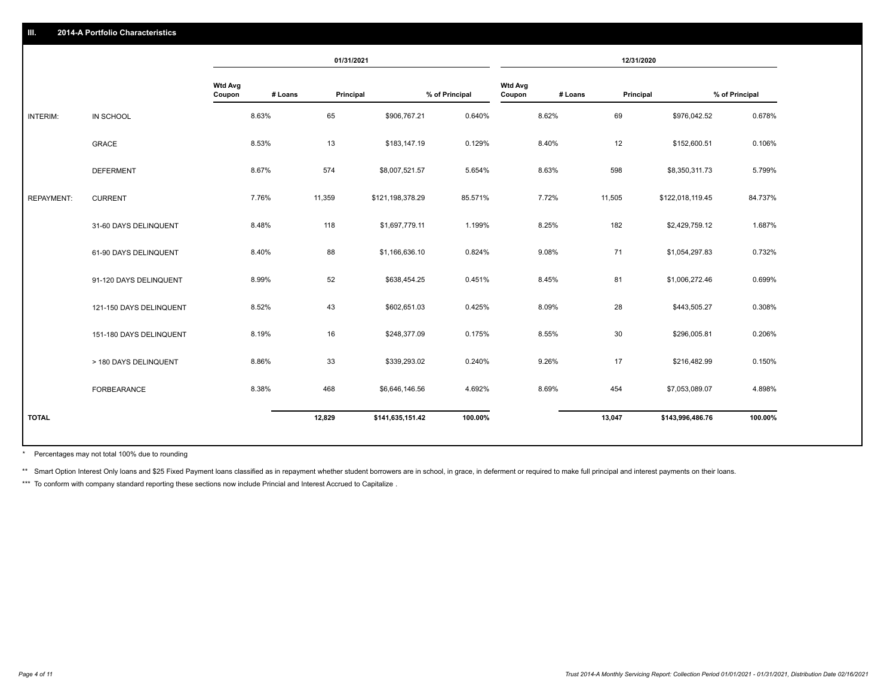## III. 2014-A Portfolio Characteristics

| | | 01/31/2021 | | | | 12/31/2020 | | | |
|---|---|---|---|---|---|---|---|---|---|
| | | Wtd Avg Coupon | # Loans | Principal | % of Principal | Wtd Avg Coupon | # Loans | Principal | % of Principal |
| INTERIM: | IN SCHOOL | 8.63% | 65 | $906,767.21 | 0.640% | 8.62% | 69 | $976,042.52 | 0.678% |
| | GRACE | 8.53% | 13 | $183,147.19 | 0.129% | 8.40% | 12 | $152,600.51 | 0.106% |
| | DEFERMENT | 8.67% | 574 | $8,007,521.57 | 5.654% | 8.63% | 598 | $8,350,311.73 | 5.799% |
| REPAYMENT: | CURRENT | 7.76% | 11,359 | $121,198,378.29 | 85.571% | 7.72% | 11,505 | $122,018,119.45 | 84.737% |
| | 31-60 DAYS DELINQUENT | 8.48% | 118 | $1,697,779.11 | 1.199% | 8.25% | 182 | $2,429,759.12 | 1.687% |
| | 61-90 DAYS DELINQUENT | 8.40% | 88 | $1,166,636.10 | 0.824% | 9.08% | 71 | $1,054,297.83 | 0.732% |
| | 91-120 DAYS DELINQUENT | 8.99% | 52 | $638,454.25 | 0.451% | 8.45% | 81 | $1,006,272.46 | 0.699% |
| | 121-150 DAYS DELINQUENT | 8.52% | 43 | $602,651.03 | 0.425% | 8.09% | 28 | $443,505.27 | 0.308% |
| | 151-180 DAYS DELINQUENT | 8.19% | 16 | $248,377.09 | 0.175% | 8.55% | 30 | $296,005.81 | 0.206% |
| | > 180 DAYS DELINQUENT | 8.86% | 33 | $339,293.02 | 0.240% | 9.26% | 17 | $216,482.99 | 0.150% |
| | FORBEARANCE | 8.38% | 468 | $6,646,146.56 | 4.692% | 8.69% | 454 | $7,053,089.07 | 4.898% |
| TOTAL | | | 12,829 | $141,635,151.42 | 100.00% | | 13,047 | $143,996,486.76 | 100.00% |

* Percentages may not total 100% due to rounding

** Smart Option Interest Only loans and $25 Fixed Payment loans classified as in repayment whether student borrowers are in school, in grace, in deferment or required to make full principal and interest payments on their loans.

*** To conform with company standard reporting these sections now include Princial and Interest Accrued to Capitalize .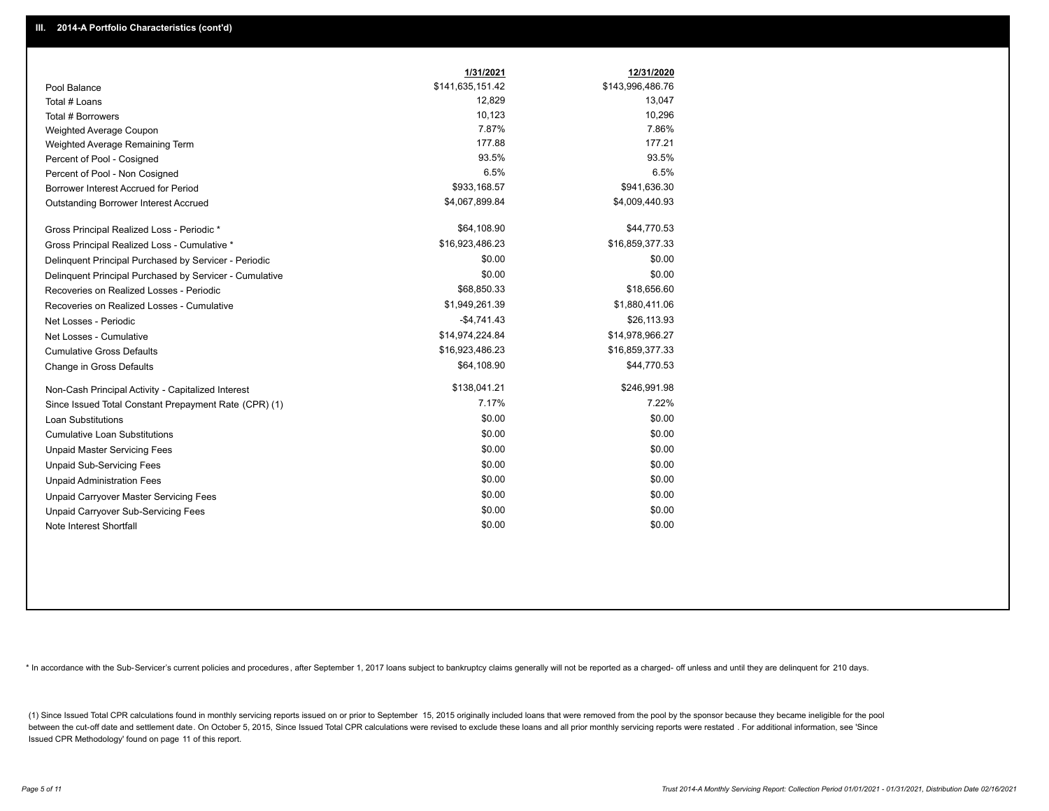## III. 2014-A Portfolio Characteristics (cont'd)

| | 1/31/2021 | 12/31/2020 |
|---|---|---|
| Pool Balance | $141,635,151.42 | $143,996,486.76 |
| Total # Loans | 12,829 | 13,047 |
| Total # Borrowers | 10,123 | 10,296 |
| Weighted Average Coupon | 7.87% | 7.86% |
| Weighted Average Remaining Term | 177.88 | 177.21 |
| Percent of Pool - Cosigned | 93.5% | 93.5% |
| Percent of Pool - Non Cosigned | 6.5% | 6.5% |
| Borrower Interest Accrued for Period | $933,168.57 | $941,636.30 |
| Outstanding Borrower Interest Accrued | $4,067,899.84 | $4,009,440.93 |
| Gross Principal Realized Loss - Periodic * | $64,108.90 | $44,770.53 |
| Gross Principal Realized Loss - Cumulative * | $16,923,486.23 | $16,859,377.33 |
| Delinquent Principal Purchased by Servicer - Periodic | $0.00 | $0.00 |
| Delinquent Principal Purchased by Servicer - Cumulative | $0.00 | $0.00 |
| Recoveries on Realized Losses - Periodic | $68,850.33 | $18,656.60 |
| Recoveries on Realized Losses - Cumulative | $1,949,261.39 | $1,880,411.06 |
| Net Losses - Periodic | -$4,741.43 | $26,113.93 |
| Net Losses - Cumulative | $14,974,224.84 | $14,978,966.27 |
| Cumulative Gross Defaults | $16,923,486.23 | $16,859,377.33 |
| Change in Gross Defaults | $64,108.90 | $44,770.53 |
| Non-Cash Principal Activity - Capitalized Interest | $138,041.21 | $246,991.98 |
| Since Issued Total Constant Prepayment Rate (CPR) (1) | 7.17% | 7.22% |
| Loan Substitutions | $0.00 | $0.00 |
| Cumulative Loan Substitutions | $0.00 | $0.00 |
| Unpaid Master Servicing Fees | $0.00 | $0.00 |
| Unpaid Sub-Servicing Fees | $0.00 | $0.00 |
| Unpaid Administration Fees | $0.00 | $0.00 |
| Unpaid Carryover Master Servicing Fees | $0.00 | $0.00 |
| Unpaid Carryover Sub-Servicing Fees | $0.00 | $0.00 |
| Note Interest Shortfall | $0.00 | $0.00 |

* In accordance with the Sub-Servicer's current policies and procedures, after September 1, 2017 loans subject to bankruptcy claims generally will not be reported as a charged- off unless and until they are delinquent for 210 days.

(1) Since Issued Total CPR calculations found in monthly servicing reports issued on or prior to September 15, 2015 originally included loans that were removed from the pool by the sponsor because they became ineligible for the pool between the cut-off date and settlement date. On October 5, 2015, Since Issued Total CPR calculations were revised to exclude these loans and all prior monthly servicing reports were restated . For additional information, see 'Since Issued CPR Methodology' found on page 11 of this report.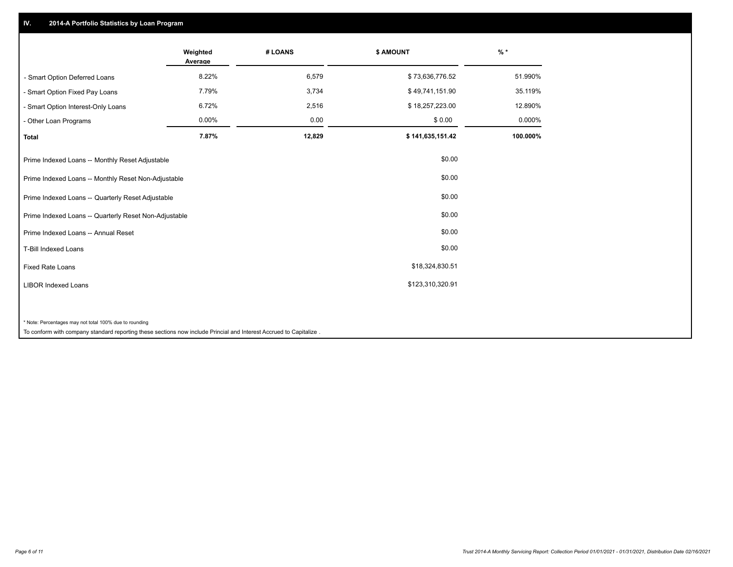## IV. 2014-A Portfolio Statistics by Loan Program

| | Weighted Average | # LOANS | $ AMOUNT | % * |
|---|---|---|---|---|
| - Smart Option Deferred Loans | 8.22% | 6,579 | $ 73,636,776.52 | 51.990% |
| - Smart Option Fixed Pay Loans | 7.79% | 3,734 | $ 49,741,151.90 | 35.119% |
| - Smart Option Interest-Only Loans | 6.72% | 2,516 | $ 18,257,223.00 | 12.890% |
| - Other Loan Programs | 0.00% | 0.00 | $ 0.00 | 0.000% |
| **Total** | **7.87%** | **12,829** | **$ 141,635,151.42** | **100.000%** |

| | |
|---|---|
| Prime Indexed Loans -- Monthly Reset Adjustable | $0.00 |
| Prime Indexed Loans -- Monthly Reset Non-Adjustable | $0.00 |
| Prime Indexed Loans -- Quarterly Reset Adjustable | $0.00 |
| Prime Indexed Loans -- Quarterly Reset Non-Adjustable | $0.00 |
| Prime Indexed Loans -- Annual Reset | $0.00 |
| T-Bill Indexed Loans | $0.00 |
| Fixed Rate Loans | $18,324,830.51 |
| LIBOR Indexed Loans | $123,310,320.91 |

* Note: Percentages may not total 100% due to rounding

To conform with company standard reporting these sections now include Princial and Interest Accrued to Capitalize .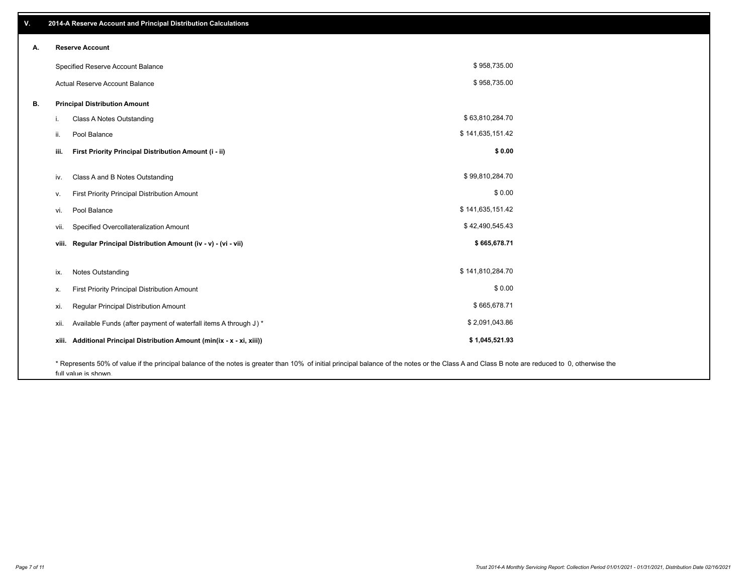## V. 2014-A Reserve Account and Principal Distribution Calculations

### A. Reserve Account

| | |
|---|---|
| Specified Reserve Account Balance | $ 958,735.00 |
| Actual Reserve Account Balance | $ 958,735.00 |

### B. Principal Distribution Amount

| | | |
|---|---|---|
| i. | Class A Notes Outstanding | $ 63,810,284.70 |
| ii. | Pool Balance | $ 141,635,151.42 |
| **iii.** | **First Priority Principal Distribution Amount (i - ii)** | **$ 0.00** |
| iv. | Class A and B Notes Outstanding | $ 99,810,284.70 |
| v. | First Priority Principal Distribution Amount | $ 0.00 |
| vi. | Pool Balance | $ 141,635,151.42 |
| vii. | Specified Overcollateralization Amount | $ 42,490,545.43 |
| **viii.** | **Regular Principal Distribution Amount (iv - v) - (vi - vii)** | **$ 665,678.71** |
| ix. | Notes Outstanding | $ 141,810,284.70 |
| x. | First Priority Principal Distribution Amount | $ 0.00 |
| xi. | Regular Principal Distribution Amount | $ 665,678.71 |
| xii. | Available Funds (after payment of waterfall items A through J) * | $ 2,091,043.86 |
| **xiii.** | **Additional Principal Distribution Amount (min(ix - x - xi, xiii))** | **$ 1,045,521.93** |

* Represents 50% of value if the principal balance of the notes is greater than 10% of initial principal balance of the notes or the Class A and Class B note are reduced to 0, otherwise the full value is shown.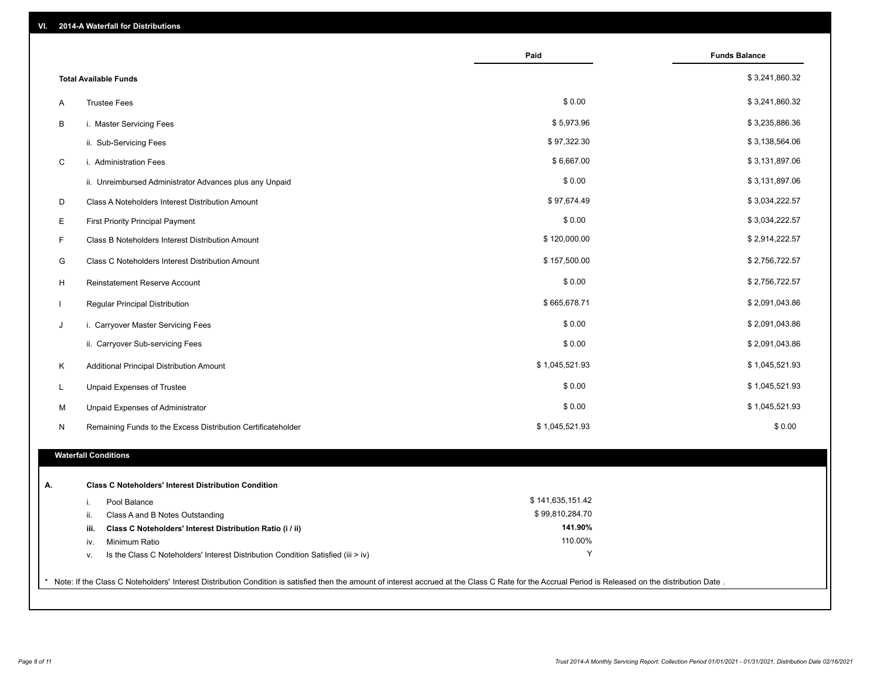## VI. 2014-A Waterfall for Distributions

| | | Paid | Funds Balance |
|---|---|---|---|
| | **Total Available Funds** | | $ 3,241,860.32 |
| A | Trustee Fees | $ 0.00 | $ 3,241,860.32 |
| B | i. Master Servicing Fees | $ 5,973.96 | $ 3,235,886.36 |
| | ii. Sub-Servicing Fees | $ 97,322.30 | $ 3,138,564.06 |
| C | i. Administration Fees | $ 6,667.00 | $ 3,131,897.06 |
| | ii. Unreimbursed Administrator Advances plus any Unpaid | $ 0.00 | $ 3,131,897.06 |
| D | Class A Noteholders Interest Distribution Amount | $ 97,674.49 | $ 3,034,222.57 |
| E | First Priority Principal Payment | $ 0.00 | $ 3,034,222.57 |
| F | Class B Noteholders Interest Distribution Amount | $ 120,000.00 | $ 2,914,222.57 |
| G | Class C Noteholders Interest Distribution Amount | $ 157,500.00 | $ 2,756,722.57 |
| H | Reinstatement Reserve Account | $ 0.00 | $ 2,756,722.57 |
| I | Regular Principal Distribution | $ 665,678.71 | $ 2,091,043.86 |
| J | i. Carryover Master Servicing Fees | $ 0.00 | $ 2,091,043.86 |
| | ii. Carryover Sub-servicing Fees | $ 0.00 | $ 2,091,043.86 |
| K | Additional Principal Distribution Amount | $ 1,045,521.93 | $ 1,045,521.93 |
| L | Unpaid Expenses of Trustee | $ 0.00 | $ 1,045,521.93 |
| M | Unpaid Expenses of Administrator | $ 0.00 | $ 1,045,521.93 |
| N | Remaining Funds to the Excess Distribution Certificateholder | $ 1,045,521.93 | $ 0.00 |

### Waterfall Conditions

| | | |
|---|---|---|
| **A.** | **Class C Noteholders' Interest Distribution Condition** | |
| | i. Pool Balance | $ 141,635,151.42 |
| | ii. Class A and B Notes Outstanding | $ 99,810,284.70 |
| | **iii. Class C Noteholders' Interest Distribution Ratio (i / ii)** | **141.90%** |
| | iv. Minimum Ratio | 110.00% |
| | v. Is the Class C Noteholders' Interest Distribution Condition Satisfied (iii > iv) | Y |

* Note: If the Class C Noteholders' Interest Distribution Condition is satisfied then the amount of interest accrued at the Class C Rate for the Accrual Period is Released on the distribution Date .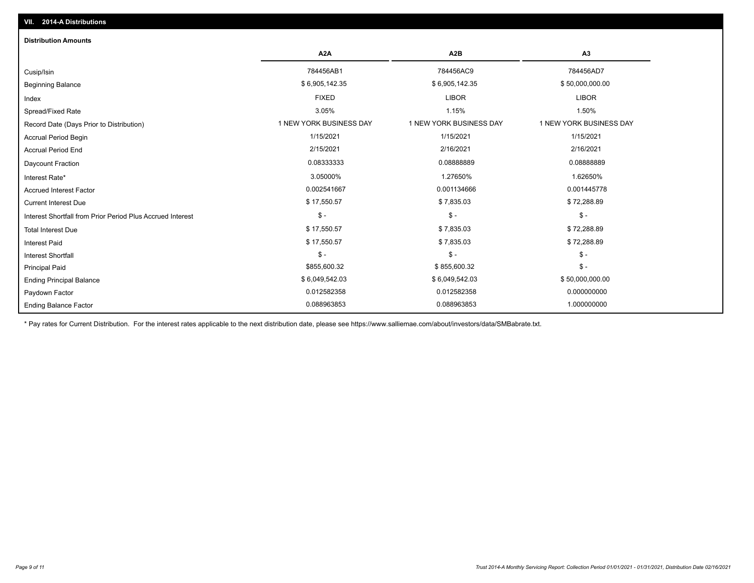## VII. 2014-A Distributions

### Distribution Amounts

| | A2A | A2B | A3 |
|---|---|---|---|
| Cusip/Isin | 784456AB1 | 784456AC9 | 784456AD7 |
| Beginning Balance | $ 6,905,142.35 | $ 6,905,142.35 | $ 50,000,000.00 |
| Index | FIXED | LIBOR | LIBOR |
| Spread/Fixed Rate | 3.05% | 1.15% | 1.50% |
| Record Date (Days Prior to Distribution) | 1 NEW YORK BUSINESS DAY | 1 NEW YORK BUSINESS DAY | 1 NEW YORK BUSINESS DAY |
| Accrual Period Begin | 1/15/2021 | 1/15/2021 | 1/15/2021 |
| Accrual Period End | 2/15/2021 | 2/16/2021 | 2/16/2021 |
| Daycount Fraction | 0.08333333 | 0.08888889 | 0.08888889 |
| Interest Rate* | 3.05000% | 1.27650% | 1.62650% |
| Accrued Interest Factor | 0.002541667 | 0.001134666 | 0.001445778 |
| Current Interest Due | $ 17,550.57 | $ 7,835.03 | $ 72,288.89 |
| Interest Shortfall from Prior Period Plus Accrued Interest | $ - | $ - | $ - |
| Total Interest Due | $ 17,550.57 | $ 7,835.03 | $ 72,288.89 |
| Interest Paid | $ 17,550.57 | $ 7,835.03 | $ 72,288.89 |
| Interest Shortfall | $ - | $ - | $ - |
| Principal Paid | $855,600.32 | $ 855,600.32 | $ - |
| Ending Principal Balance | $ 6,049,542.03 | $ 6,049,542.03 | $ 50,000,000.00 |
| Paydown Factor | 0.012582358 | 0.012582358 | 0.000000000 |
| Ending Balance Factor | 0.088963853 | 0.088963853 | 1.000000000 |

* Pay rates for Current Distribution. For the interest rates applicable to the next distribution date, please see https://www.salliemae.com/about/investors/data/SMBabrate.txt.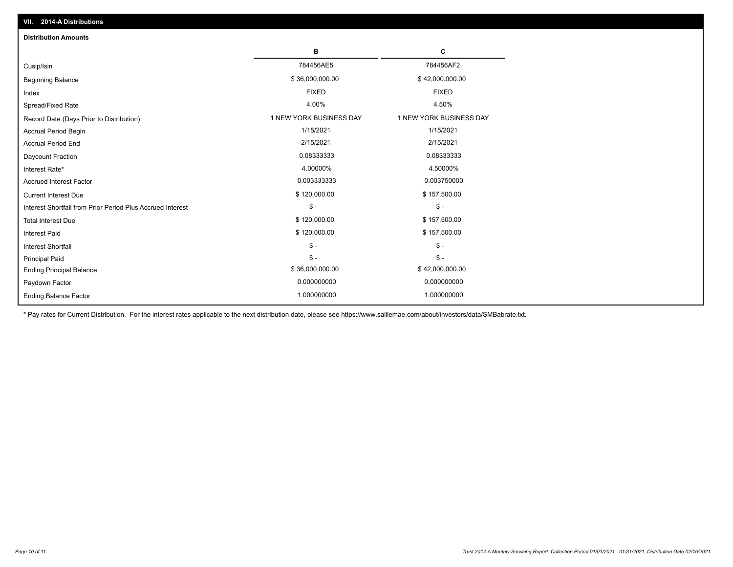## VII. 2014-A Distributions

### Distribution Amounts

| | B | C |
|---|---|---|
| Cusip/Isin | 784456AE5 | 784456AF2 |
| Beginning Balance | $ 36,000,000.00 | $ 42,000,000.00 |
| Index | FIXED | FIXED |
| Spread/Fixed Rate | 4.00% | 4.50% |
| Record Date (Days Prior to Distribution) | 1 NEW YORK BUSINESS DAY | 1 NEW YORK BUSINESS DAY |
| Accrual Period Begin | 1/15/2021 | 1/15/2021 |
| Accrual Period End | 2/15/2021 | 2/15/2021 |
| Daycount Fraction | 0.08333333 | 0.08333333 |
| Interest Rate* | 4.00000% | 4.50000% |
| Accrued Interest Factor | 0.003333333 | 0.003750000 |
| Current Interest Due | $ 120,000.00 | $ 157,500.00 |
| Interest Shortfall from Prior Period Plus Accrued Interest | $ - | $ - |
| Total Interest Due | $ 120,000.00 | $ 157,500.00 |
| Interest Paid | $ 120,000.00 | $ 157,500.00 |
| Interest Shortfall | $ - | $ - |
| Principal Paid | $ - | $ - |
| Ending Principal Balance | $ 36,000,000.00 | $ 42,000,000.00 |
| Paydown Factor | 0.000000000 | 0.000000000 |
| Ending Balance Factor | 1.000000000 | 1.000000000 |

* Pay rates for Current Distribution. For the interest rates applicable to the next distribution date, please see https://www.salliemae.com/about/investors/data/SMBabrate.txt.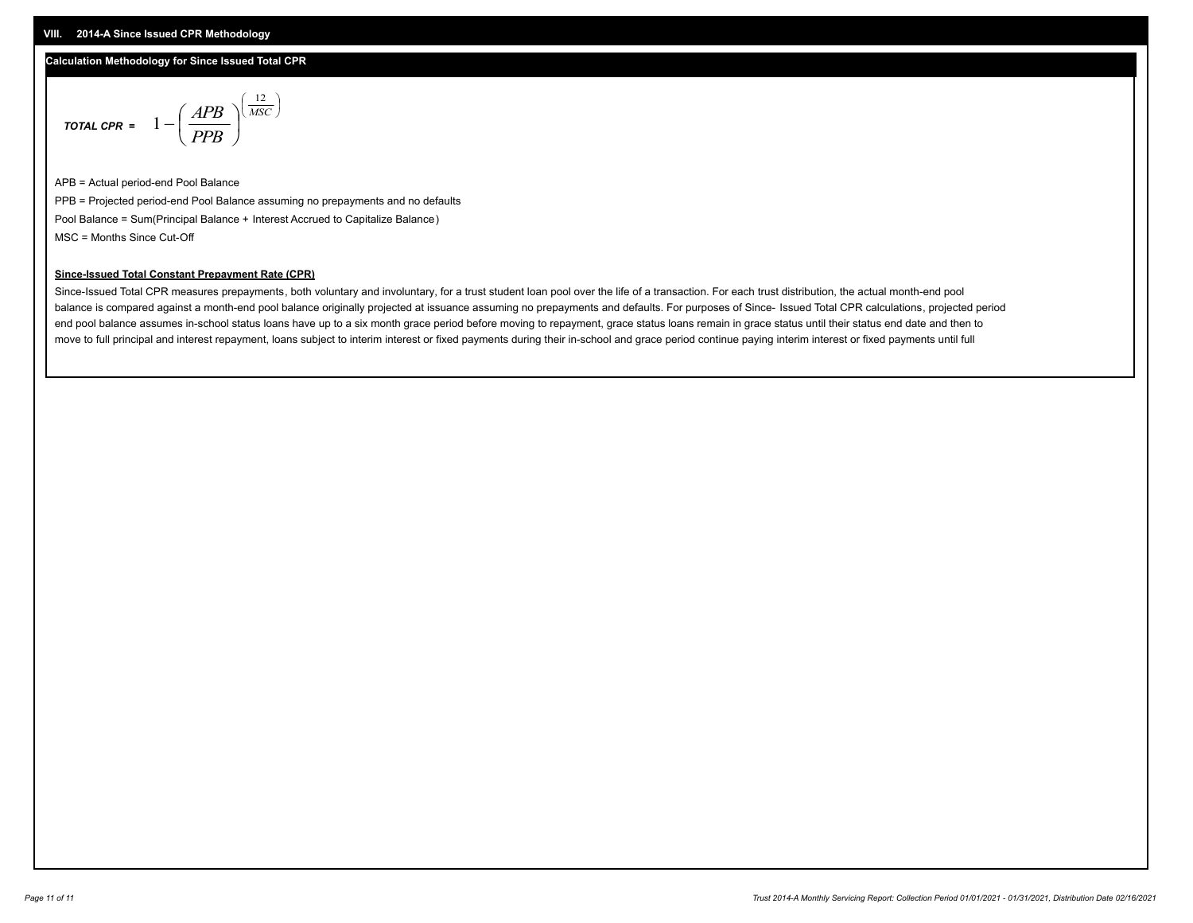## VIII. 2014-A Since Issued CPR Methodology

### Calculation Methodology for Since Issued Total CPR

$$\textit{TOTAL CPR} = 1 - \left(\frac{APB}{PPB}\right)^{\left(\frac{12}{MSC}\right)}$$

APB = Actual period-end Pool Balance

PPB = Projected period-end Pool Balance assuming no prepayments and no defaults

Pool Balance = Sum(Principal Balance + Interest Accrued to Capitalize Balance)

MSC = Months Since Cut-Off

**Since-Issued Total Constant Prepayment Rate (CPR)**

Since-Issued Total CPR measures prepayments, both voluntary and involuntary, for a trust student loan pool over the life of a transaction. For each trust distribution, the actual month-end pool balance is compared against a month-end pool balance originally projected at issuance assuming no prepayments and defaults. For purposes of Since- Issued Total CPR calculations, projected period end pool balance assumes in-school status loans have up to a six month grace period before moving to repayment, grace status loans remain in grace status until their status end date and then to move to full principal and interest repayment, loans subject to interim interest or fixed payments during their in-school and grace period continue paying interim interest or fixed payments until full